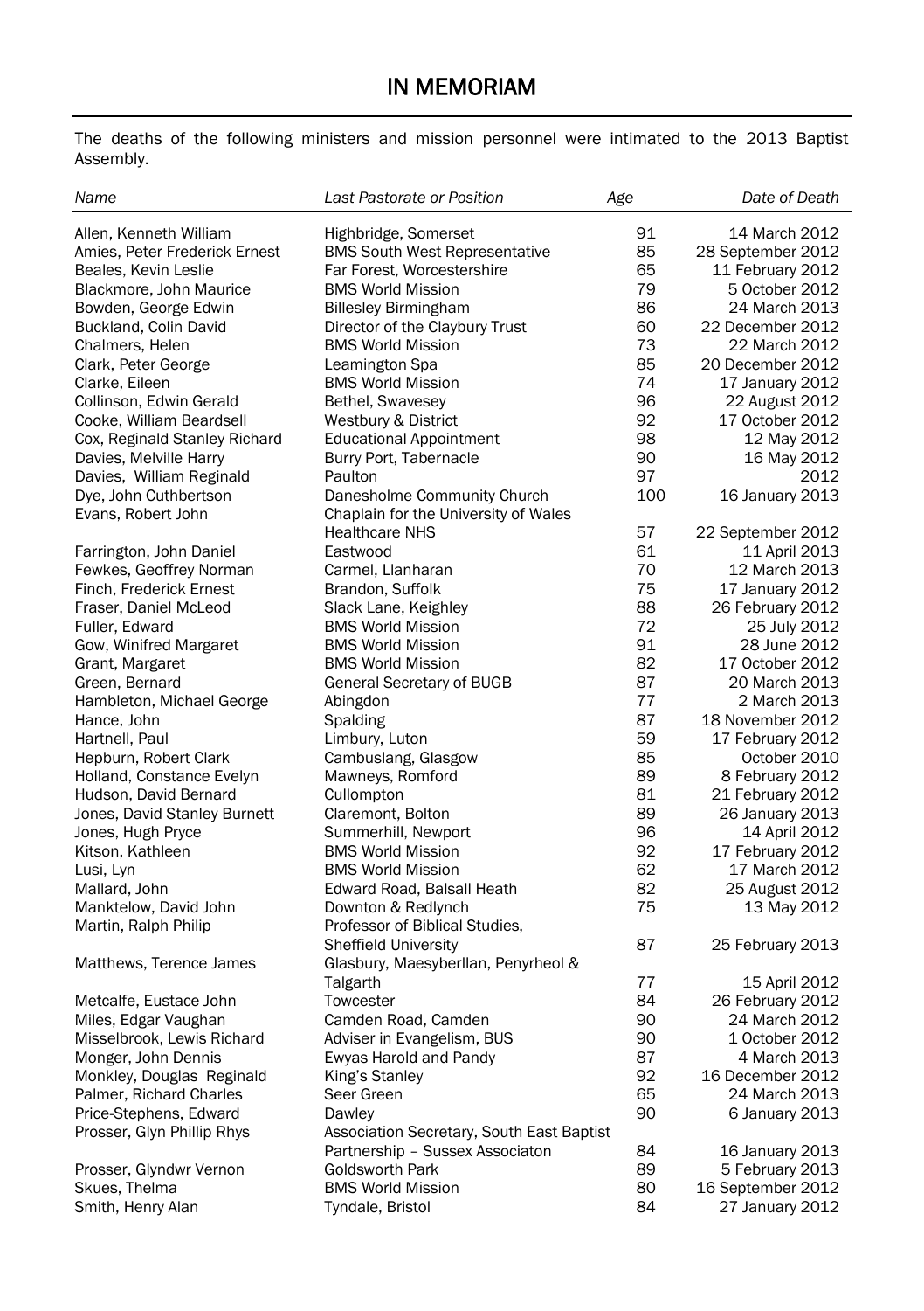# IN MEMORIAM

The deaths of the following ministers and mission personnel were intimated to the 2013 Baptist Assembly.

| *Name* | *Last Pastorate or Position* | *Age* | *Date of Death* |
|---|---|---|---|
| Allen, Kenneth William | Highbridge, Somerset | 91 | 14 March 2012 |
| Amies, Peter Frederick Ernest | BMS South West Representative | 85 | 28 September 2012 |
| Beales, Kevin Leslie | Far Forest, Worcestershire | 65 | 11 February 2012 |
| Blackmore, John Maurice | BMS World Mission | 79 | 5 October 2012 |
| Bowden, George Edwin | Billesley Birmingham | 86 | 24 March 2013 |
| Buckland, Colin David | Director of the Claybury Trust | 60 | 22 December 2012 |
| Chalmers, Helen | BMS World Mission | 73 | 22 March 2012 |
| Clark, Peter George | Leamington Spa | 85 | 20 December 2012 |
| Clarke, Eileen | BMS World Mission | 74 | 17 January 2012 |
| Collinson, Edwin Gerald | Bethel, Swavesey | 96 | 22 August 2012 |
| Cooke, William Beardsell | Westbury & District | 92 | 17 October 2012 |
| Cox, Reginald Stanley Richard | Educational Appointment | 98 | 12 May 2012 |
| Davies, Melville Harry | Burry Port, Tabernacle | 90 | 16 May 2012 |
| Davies, William Reginald | Paulton | 97 | 2012 |
| Dye, John Cuthbertson | Danesholme Community Church | 100 | 16 January 2013 |
| Evans, Robert John | Chaplain for the University of Wales Healthcare NHS | 57 | 22 September 2012 |
| Farrington, John Daniel | Eastwood | 61 | 11 April 2013 |
| Fewkes, Geoffrey Norman | Carmel, Llanharan | 70 | 12 March 2013 |
| Finch, Frederick Ernest | Brandon, Suffolk | 75 | 17 January 2012 |
| Fraser, Daniel McLeod | Slack Lane, Keighley | 88 | 26 February 2012 |
| Fuller, Edward | BMS World Mission | 72 | 25 July 2012 |
| Gow, Winifred Margaret | BMS World Mission | 91 | 28 June 2012 |
| Grant, Margaret | BMS World Mission | 82 | 17 October 2012 |
| Green, Bernard | General Secretary of BUGB | 87 | 20 March 2013 |
| Hambleton, Michael George | Abingdon | 77 | 2 March 2013 |
| Hance, John | Spalding | 87 | 18 November 2012 |
| Hartnell, Paul | Limbury, Luton | 59 | 17 February 2012 |
| Hepburn, Robert Clark | Cambuslang, Glasgow | 85 | October 2010 |
| Holland, Constance Evelyn | Mawneys, Romford | 89 | 8 February 2012 |
| Hudson, David Bernard | Cullompton | 81 | 21 February 2012 |
| Jones, David Stanley Burnett | Claremont, Bolton | 89 | 26 January 2013 |
| Jones, Hugh Pryce | Summerhill, Newport | 96 | 14 April 2012 |
| Kitson, Kathleen | BMS World Mission | 92 | 17 February 2012 |
| Lusi, Lyn | BMS World Mission | 62 | 17 March 2012 |
| Mallard, John | Edward Road, Balsall Heath | 82 | 25 August 2012 |
| Manktelow, David John | Downton & Redlynch | 75 | 13 May 2012 |
| Martin, Ralph Philip | Professor of Biblical Studies, Sheffield University | 87 | 25 February 2013 |
| Matthews, Terence James | Glasbury, Maesyberllan, Penyrheol & Talgarth | 77 | 15 April 2012 |
| Metcalfe, Eustace John | Towcester | 84 | 26 February 2012 |
| Miles, Edgar Vaughan | Camden Road, Camden | 90 | 24 March 2012 |
| Misselbrook, Lewis Richard | Adviser in Evangelism, BUS | 90 | 1 October 2012 |
| Monger, John Dennis | Ewyas Harold and Pandy | 87 | 4 March 2013 |
| Monkley, Douglas Reginald | King's Stanley | 92 | 16 December 2012 |
| Palmer, Richard Charles | Seer Green | 65 | 24 March 2013 |
| Price-Stephens, Edward | Dawley | 90 | 6 January 2013 |
| Prosser, Glyn Phillip Rhys | Association Secretary, South East Baptist Partnership – Sussex Associaton | 84 | 16 January 2013 |
| Prosser, Glyndwr Vernon | Goldsworth Park | 89 | 5 February 2013 |
| Skues, Thelma | BMS World Mission | 80 | 16 September 2012 |
| Smith, Henry Alan | Tyndale, Bristol | 84 | 27 January 2012 |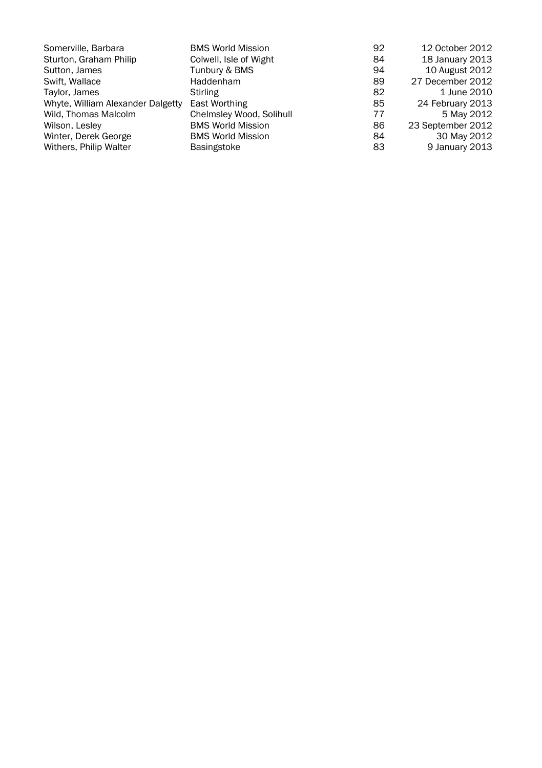| | | | |
|---|---|---|---|
| Somerville, Barbara | BMS World Mission | 92 | 12 October 2012 |
| Sturton, Graham Philip | Colwell, Isle of Wight | 84 | 18 January 2013 |
| Sutton, James | Tunbury & BMS | 94 | 10 August 2012 |
| Swift, Wallace | Haddenham | 89 | 27 December 2012 |
| Taylor, James | Stirling | 82 | 1 June 2010 |
| Whyte, William Alexander Dalgetty | East Worthing | 85 | 24 February 2013 |
| Wild, Thomas Malcolm | Chelmsley Wood, Solihull | 77 | 5 May 2012 |
| Wilson, Lesley | BMS World Mission | 86 | 23 September 2012 |
| Winter, Derek George | BMS World Mission | 84 | 30 May 2012 |
| Withers, Philip Walter | Basingstoke | 83 | 9 January 2013 |